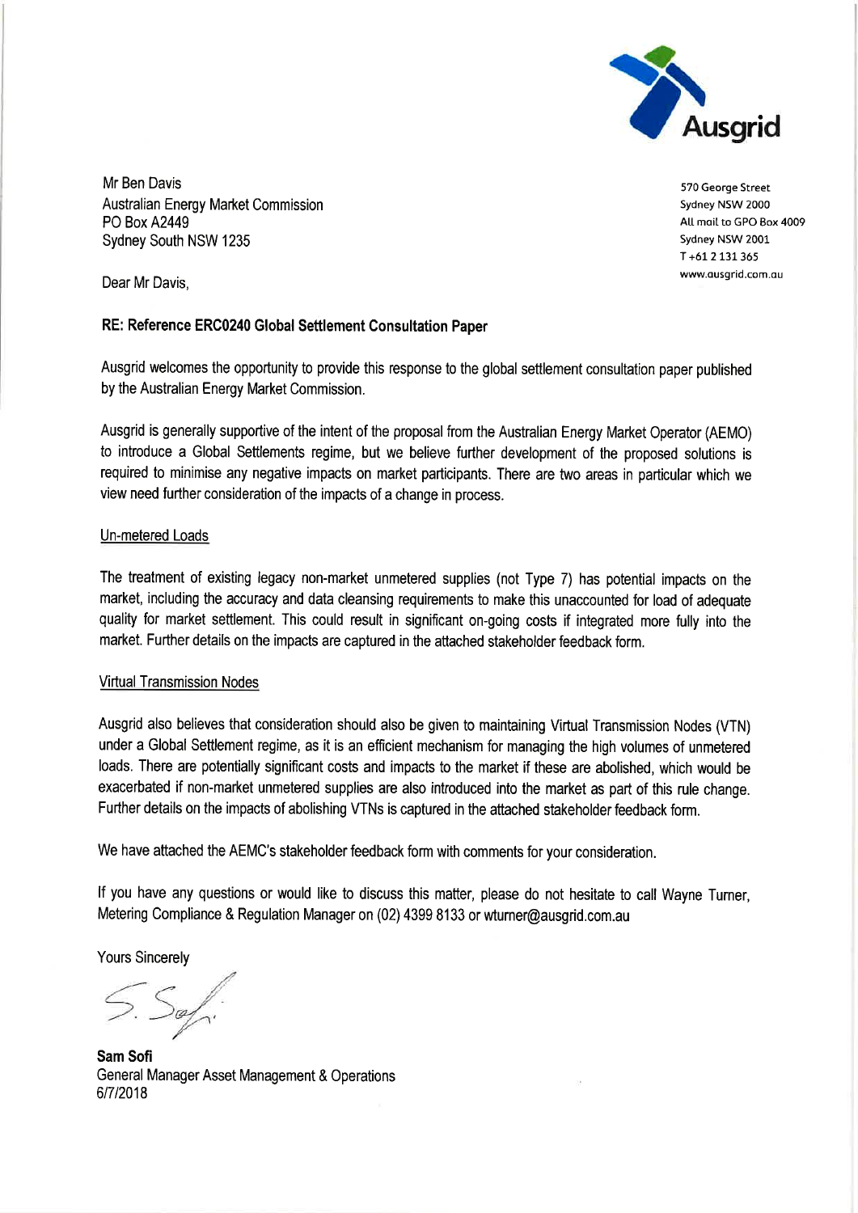Ausgrid

570 George Street
Sydney NSW 2000
All mail to GPO Box 4009
Sydney NSW 2001
T +61 2 131 365
www.ausgrid.com.au

Mr Ben Davis
Australian Energy Market Commission
PO Box A2449
Sydney South NSW 1235

Dear Mr Davis,

**RE: Reference ERC0240 Global Settlement Consultation Paper**

Ausgrid welcomes the opportunity to provide this response to the global settlement consultation paper published by the Australian Energy Market Commission.

Ausgrid is generally supportive of the intent of the proposal from the Australian Energy Market Operator (AEMO) to introduce a Global Settlements regime, but we believe further development of the proposed solutions is required to minimise any negative impacts on market participants. There are two areas in particular which we view need further consideration of the impacts of a change in process.

Un-metered Loads

The treatment of existing legacy non-market unmetered supplies (not Type 7) has potential impacts on the market, including the accuracy and data cleansing requirements to make this unaccounted for load of adequate quality for market settlement. This could result in significant on-going costs if integrated more fully into the market. Further details on the impacts are captured in the attached stakeholder feedback form.

Virtual Transmission Nodes

Ausgrid also believes that consideration should also be given to maintaining Virtual Transmission Nodes (VTN) under a Global Settlement regime, as it is an efficient mechanism for managing the high volumes of unmetered loads. There are potentially significant costs and impacts to the market if these are abolished, which would be exacerbated if non-market unmetered supplies are also introduced into the market as part of this rule change. Further details on the impacts of abolishing VTNs is captured in the attached stakeholder feedback form.

We have attached the AEMC's stakeholder feedback form with comments for your consideration.

If you have any questions or would like to discuss this matter, please do not hesitate to call Wayne Turner, Metering Compliance & Regulation Manager on (02) 4399 8133 or wturner@ausgrid.com.au

Yours Sincerely

**Sam Sofi**
General Manager Asset Management & Operations
6/7/2018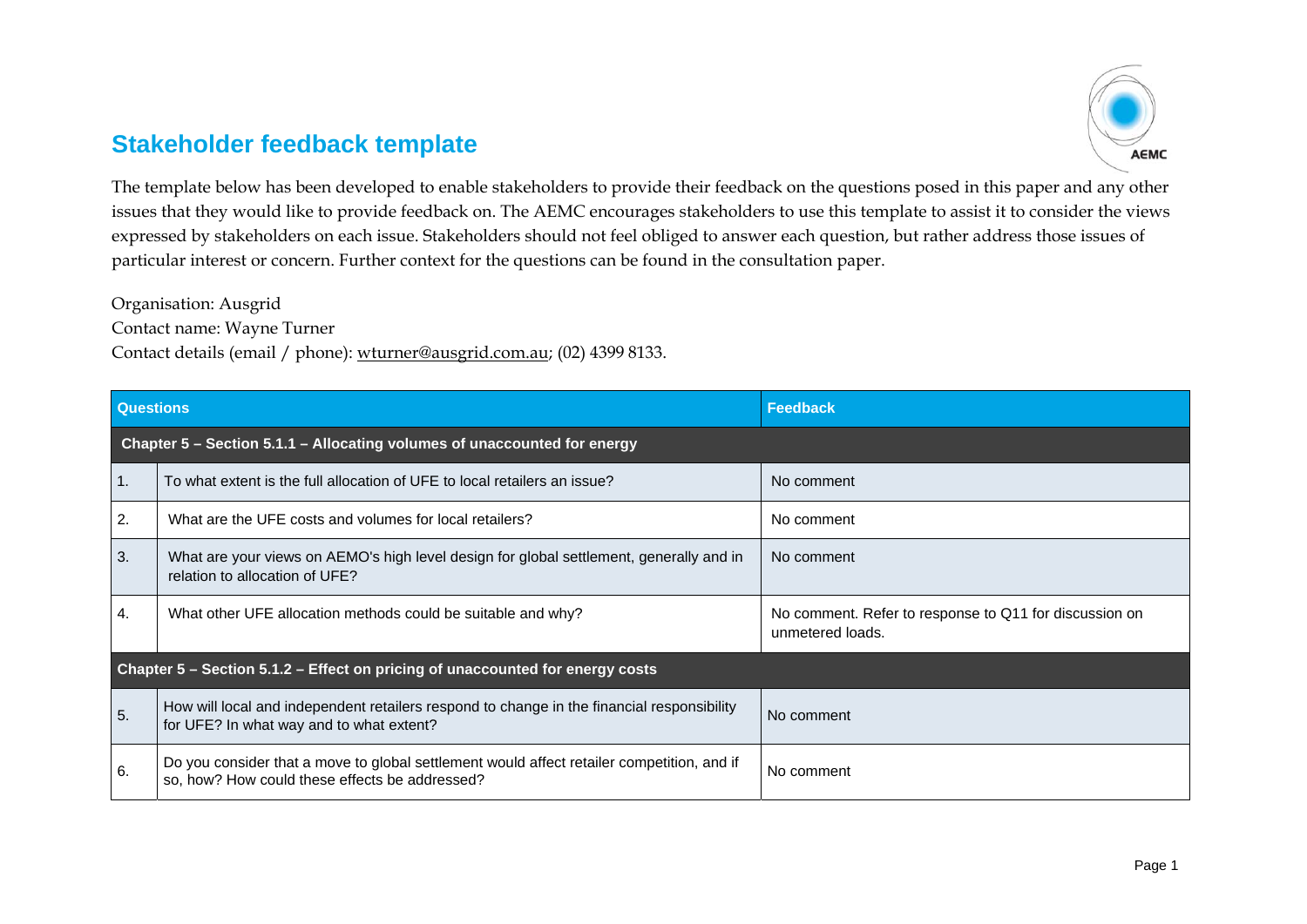## Stakeholder feedback template

The template below has been developed to enable stakeholders to provide their feedback on the questions posed in this paper and any other issues that they would like to provide feedback on. The AEMC encourages stakeholders to use this template to assist it to consider the views expressed by stakeholders on each issue. Stakeholders should not feel obliged to answer each question, but rather address those issues of particular interest or concern. Further context for the questions can be found in the consultation paper.

Organisation: Ausgrid
Contact name: Wayne Turner
Contact details (email / phone): wturner@ausgrid.com.au; (02) 4399 8133.

| Questions | | Feedback |
|---|---|---|
| **Chapter 5 – Section 5.1.1 – Allocating volumes of unaccounted for energy** | | |
| 1. | To what extent is the full allocation of UFE to local retailers an issue? | No comment |
| 2. | What are the UFE costs and volumes for local retailers? | No comment |
| 3. | What are your views on AEMO's high level design for global settlement, generally and in relation to allocation of UFE? | No comment |
| 4. | What other UFE allocation methods could be suitable and why? | No comment. Refer to response to Q11 for discussion on unmetered loads. |
| **Chapter 5 – Section 5.1.2 – Effect on pricing of unaccounted for energy costs** | | |
| 5. | How will local and independent retailers respond to change in the financial responsibility for UFE? In what way and to what extent? | No comment |
| 6. | Do you consider that a move to global settlement would affect retailer competition, and if so, how? How could these effects be addressed? | No comment |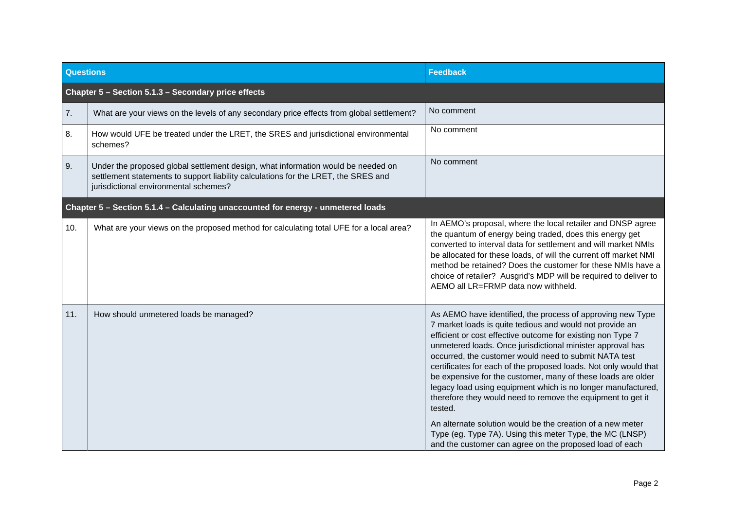| | Questions | Feedback |
|---|---|---|
| **Chapter 5 – Section 5.1.3 – Secondary price effects** | | |
| 7. | What are your views on the levels of any secondary price effects from global settlement? | No comment |
| 8. | How would UFE be treated under the LRET, the SRES and jurisdictional environmental schemes? | No comment |
| 9. | Under the proposed global settlement design, what information would be needed on settlement statements to support liability calculations for the LRET, the SRES and jurisdictional environmental schemes? | No comment |
| **Chapter 5 – Section 5.1.4 – Calculating unaccounted for energy - unmetered loads** | | |
| 10. | What are your views on the proposed method for calculating total UFE for a local area? | In AEMO's proposal, where the local retailer and DNSP agree the quantum of energy being traded, does this energy get converted to interval data for settlement and will market NMIs be allocated for these loads, of will the current off market NMI method be retained? Does the customer for these NMIs have a choice of retailer? Ausgrid's MDP will be required to deliver to AEMO all LR=FRMP data now withheld. |
| 11. | How should unmetered loads be managed? | As AEMO have identified, the process of approving new Type 7 market loads is quite tedious and would not provide an efficient or cost effective outcome for existing non Type 7 unmetered loads. Once jurisdictional minister approval has occurred, the customer would need to submit NATA test certificates for each of the proposed loads. Not only would that be expensive for the customer, many of these loads are older legacy load using equipment which is no longer manufactured, therefore they would need to remove the equipment to get it tested.<br><br>An alternate solution would be the creation of a new meter Type (eg. Type 7A). Using this meter Type, the MC (LNSP) and the customer can agree on the proposed load of each |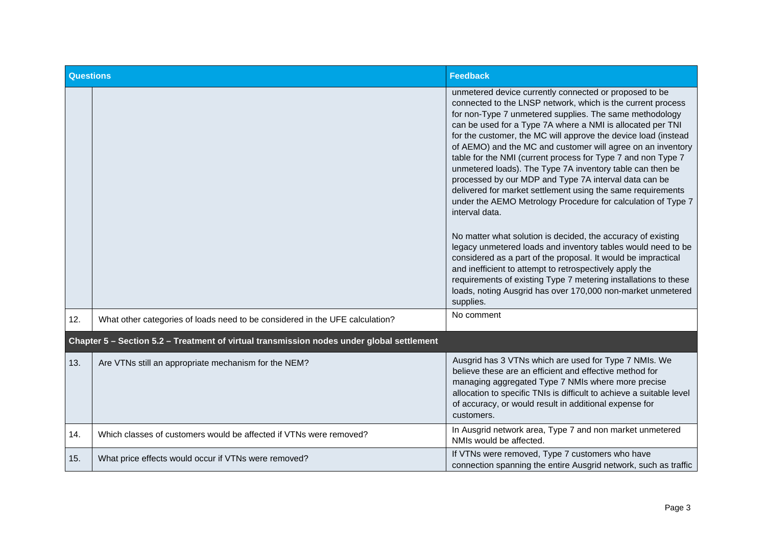| Questions | | Feedback |
|---|---|---|
| | | unmetered device currently connected or proposed to be connected to the LNSP network, which is the current process for non-Type 7 unmetered supplies. The same methodology can be used for a Type 7A where a NMI is allocated per TNI for the customer, the MC will approve the device load (instead of AEMO) and the MC and customer will agree on an inventory table for the NMI (current process for Type 7 and non Type 7 unmetered loads). The Type 7A inventory table can then be processed by our MDP and Type 7A interval data can be delivered for market settlement using the same requirements under the AEMO Metrology Procedure for calculation of Type 7 interval data.<br><br>No matter what solution is decided, the accuracy of existing legacy unmetered loads and inventory tables would need to be considered as a part of the proposal. It would be impractical and inefficient to attempt to retrospectively apply the requirements of existing Type 7 metering installations to these loads, noting Ausgrid has over 170,000 non-market unmetered supplies. |
| 12. | What other categories of loads need to be considered in the UFE calculation? | No comment |
| **Chapter 5 – Section 5.2 – Treatment of virtual transmission nodes under global settlement** | | |
| 13. | Are VTNs still an appropriate mechanism for the NEM? | Ausgrid has 3 VTNs which are used for Type 7 NMIs. We believe these are an efficient and effective method for managing aggregated Type 7 NMIs where more precise allocation to specific TNIs is difficult to achieve a suitable level of accuracy, or would result in additional expense for customers. |
| 14. | Which classes of customers would be affected if VTNs were removed? | In Ausgrid network area, Type 7 and non market unmetered NMIs would be affected. |
| 15. | What price effects would occur if VTNs were removed? | If VTNs were removed, Type 7 customers who have connection spanning the entire Ausgrid network, such as traffic |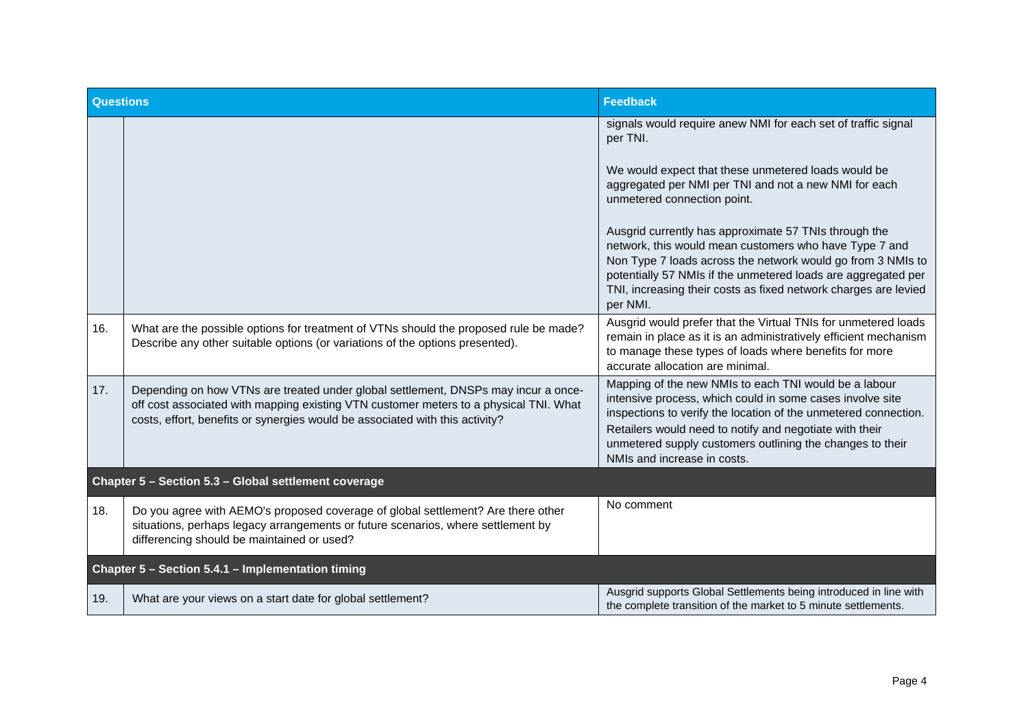| Questions | | Feedback |
| --- | --- | --- |
| | | signals would require anew NMI for each set of traffic signal per TNI.<br><br>We would expect that these unmetered loads would be aggregated per NMI per TNI and not a new NMI for each unmetered connection point.<br><br>Ausgrid currently has approximate 57 TNIs through the network, this would mean customers who have Type 7 and Non Type 7 loads across the network would go from 3 NMIs to potentially 57 NMIs if the unmetered loads are aggregated per TNI, increasing their costs as fixed network charges are levied per NMI. |
| 16. | What are the possible options for treatment of VTNs should the proposed rule be made? Describe any other suitable options (or variations of the options presented). | Ausgrid would prefer that the Virtual TNIs for unmetered loads remain in place as it is an administratively efficient mechanism to manage these types of loads where benefits for more accurate allocation are minimal. |
| 17. | Depending on how VTNs are treated under global settlement, DNSPs may incur a once-off cost associated with mapping existing VTN customer meters to a physical TNI. What costs, effort, benefits or synergies would be associated with this activity? | Mapping of the new NMIs to each TNI would be a labour intensive process, which could in some cases involve site inspections to verify the location of the unmetered connection.<br>Retailers would need to notify and negotiate with their unmetered supply customers outlining the changes to their NMIs and increase in costs. |
| **Chapter 5 – Section 5.3 – Global settlement coverage** | | |
| 18. | Do you agree with AEMO's proposed coverage of global settlement? Are there other situations, perhaps legacy arrangements or future scenarios, where settlement by differencing should be maintained or used? | No comment |
| **Chapter 5 – Section 5.4.1 – Implementation timing** | | |
| 19. | What are your views on a start date for global settlement? | Ausgrid supports Global Settlements being introduced in line with the complete transition of the market to 5 minute settlements. |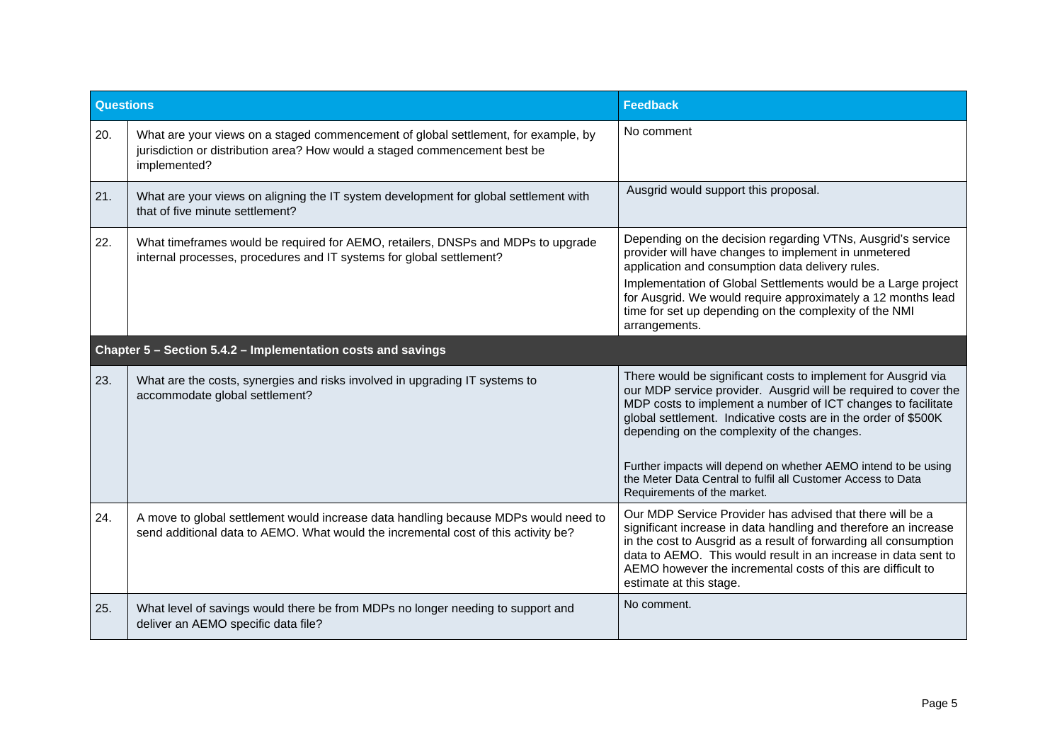| Questions | | Feedback |
|---|---|---|
| 20. | What are your views on a staged commencement of global settlement, for example, by jurisdiction or distribution area? How would a staged commencement best be implemented? | No comment |
| 21. | What are your views on aligning the IT system development for global settlement with that of five minute settlement? | Ausgrid would support this proposal. |
| 22. | What timeframes would be required for AEMO, retailers, DNSPs and MDPs to upgrade internal processes, procedures and IT systems for global settlement? | Depending on the decision regarding VTNs, Ausgrid's service provider will have changes to implement in unmetered application and consumption data delivery rules.<br><br>Implementation of Global Settlements would be a Large project for Ausgrid. We would require approximately a 12 months lead time for set up depending on the complexity of the NMI arrangements. |
| **Chapter 5 – Section 5.4.2 – Implementation costs and savings** | | |
| 23. | What are the costs, synergies and risks involved in upgrading IT systems to accommodate global settlement? | There would be significant costs to implement for Ausgrid via our MDP service provider. Ausgrid will be required to cover the MDP costs to implement a number of ICT changes to facilitate global settlement. Indicative costs are in the order of $500K depending on the complexity of the changes.<br><br>Further impacts will depend on whether AEMO intend to be using the Meter Data Central to fulfil all Customer Access to Data Requirements of the market. |
| 24. | A move to global settlement would increase data handling because MDPs would need to send additional data to AEMO. What would the incremental cost of this activity be? | Our MDP Service Provider has advised that there will be a significant increase in data handling and therefore an increase in the cost to Ausgrid as a result of forwarding all consumption data to AEMO. This would result in an increase in data sent to AEMO however the incremental costs of this are difficult to estimate at this stage. |
| 25. | What level of savings would there be from MDPs no longer needing to support and deliver an AEMO specific data file? | No comment. |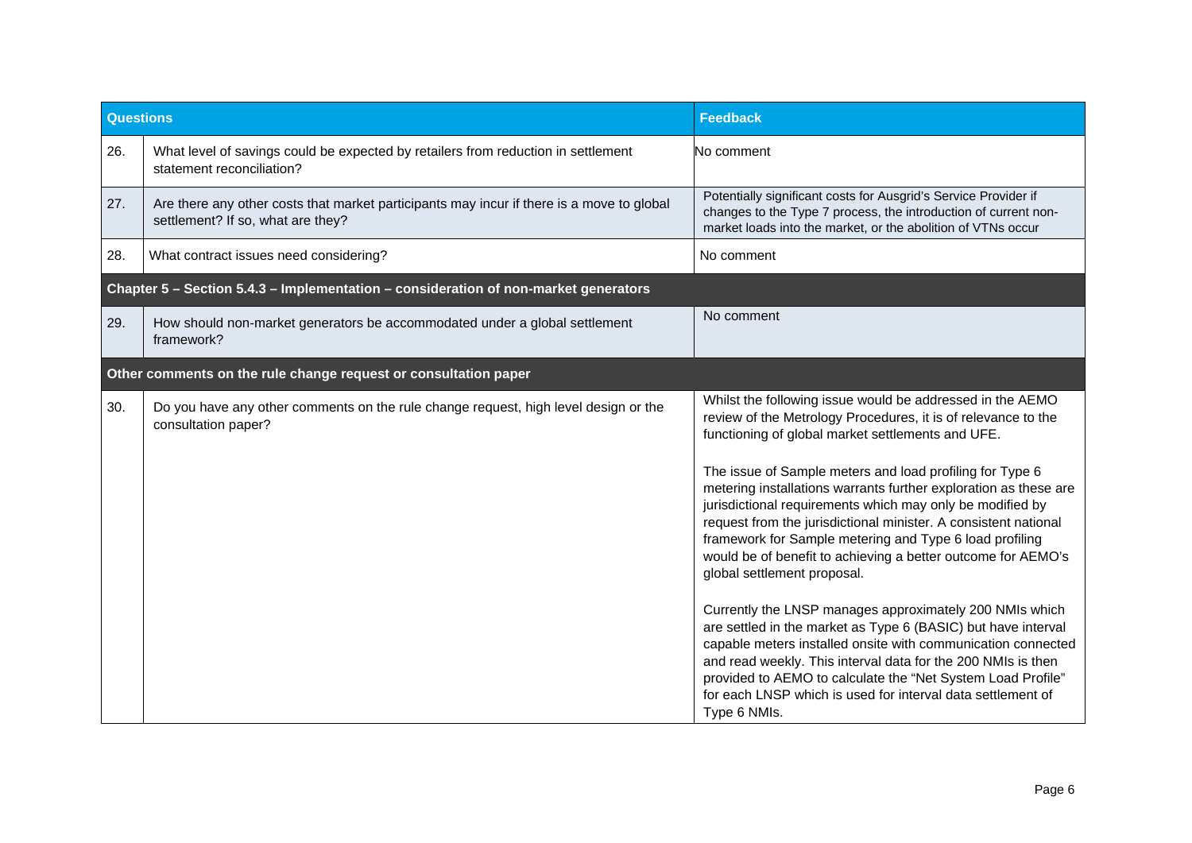| Questions | | Feedback |
|---|---|---|
| 26. | What level of savings could be expected by retailers from reduction in settlement statement reconciliation? | No comment |
| 27. | Are there any other costs that market participants may incur if there is a move to global settlement? If so, what are they? | Potentially significant costs for Ausgrid's Service Provider if changes to the Type 7 process, the introduction of current non-market loads into the market, or the abolition of VTNs occur |
| 28. | What contract issues need considering? | No comment |
| **Chapter 5 – Section 5.4.3 – Implementation – consideration of non-market generators** | | |
| 29. | How should non-market generators be accommodated under a global settlement framework? | No comment |
| **Other comments on the rule change request or consultation paper** | | |
| 30. | Do you have any other comments on the rule change request, high level design or the consultation paper? | Whilst the following issue would be addressed in the AEMO review of the Metrology Procedures, it is of relevance to the functioning of global market settlements and UFE.<br><br>The issue of Sample meters and load profiling for Type 6 metering installations warrants further exploration as these are jurisdictional requirements which may only be modified by request from the jurisdictional minister. A consistent national framework for Sample metering and Type 6 load profiling would be of benefit to achieving a better outcome for AEMO's global settlement proposal.<br><br>Currently the LNSP manages approximately 200 NMIs which are settled in the market as Type 6 (BASIC) but have interval capable meters installed onsite with communication connected and read weekly. This interval data for the 200 NMIs is then provided to AEMO to calculate the "Net System Load Profile" for each LNSP which is used for interval data settlement of Type 6 NMIs. |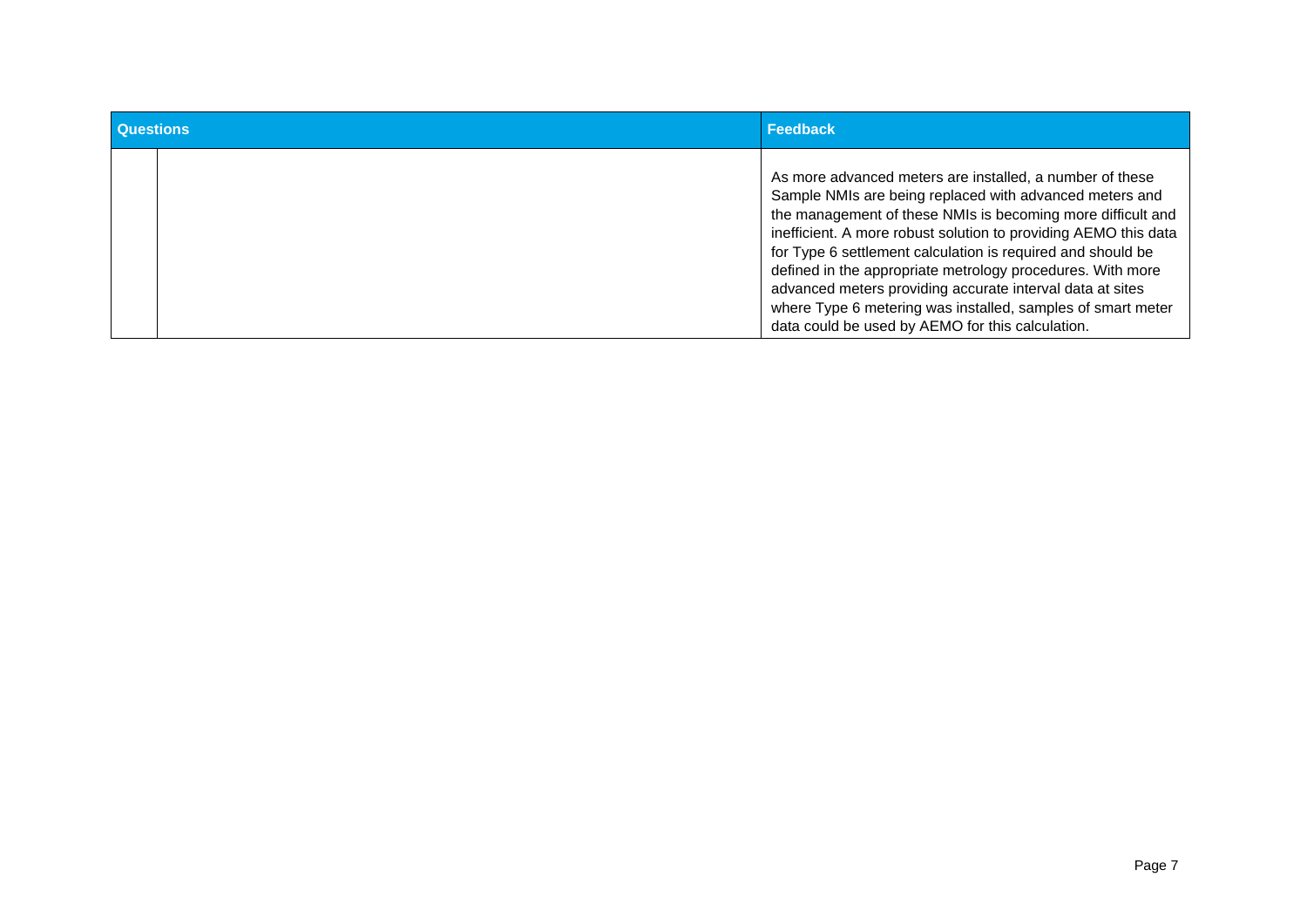| Questions | | Feedback |
|---|---|---|
| | | As more advanced meters are installed, a number of these Sample NMIs are being replaced with advanced meters and the management of these NMIs is becoming more difficult and inefficient. A more robust solution to providing AEMO this data for Type 6 settlement calculation is required and should be defined in the appropriate metrology procedures. With more advanced meters providing accurate interval data at sites where Type 6 metering was installed, samples of smart meter data could be used by AEMO for this calculation. |